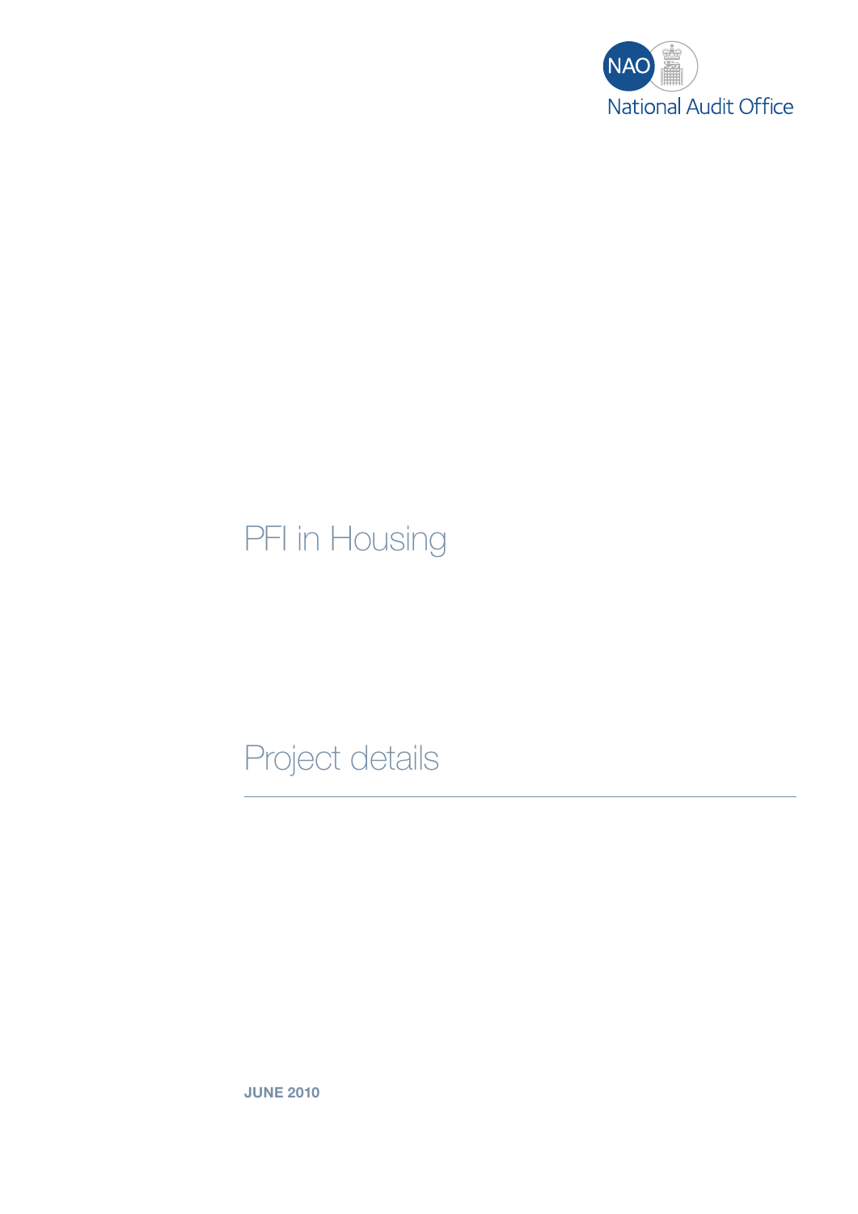National Audit Office

# PFI in Housing

## Project details

**JUNE 2010**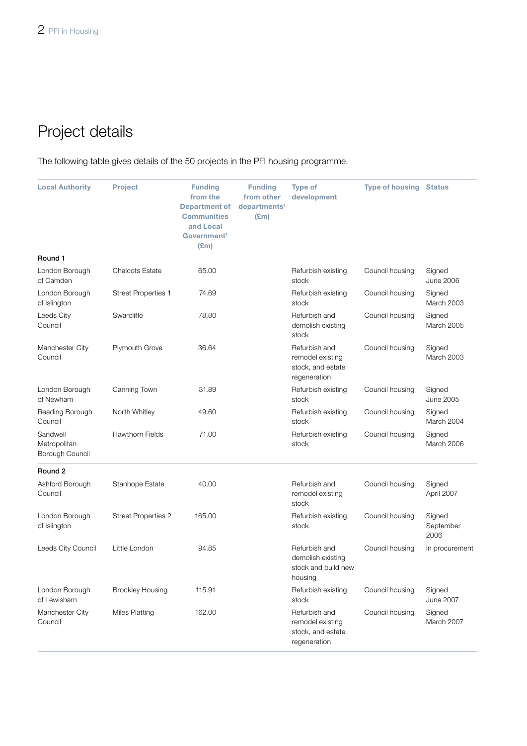## Project details

The following table gives details of the 50 projects in the PFI housing programme.

| Local Authority | Project | Funding from the Department of Communities and Local Government[1] (£m) | Funding from other departments[1] (£m) | Type of development | Type of housing | Status |
|---|---|---|---|---|---|---|
| **Round 1** | | | | | | |
| London Borough of Camden | Chalcots Estate | 65.00 | | Refurbish existing stock | Council housing | Signed June 2006 |
| London Borough of Islington | Street Properties 1 | 74.69 | | Refurbish existing stock | Council housing | Signed March 2003 |
| Leeds City Council | Swarcliffe | 78.80 | | Refurbish and demolish existing stock | Council housing | Signed March 2005 |
| Manchester City Council | Plymouth Grove | 36.64 | | Refurbish and remodel existing stock, and estate regeneration | Council housing | Signed March 2003 |
| London Borough of Newham | Canning Town | 31.89 | | Refurbish existing stock | Council housing | Signed June 2005 |
| Reading Borough Council | North Whitley | 49.60 | | Refurbish existing stock | Council housing | Signed March 2004 |
| Sandwell Metropolitan Borough Council | Hawthorn Fields | 71.00 | | Refurbish existing stock | Council housing | Signed March 2006 |
| **Round 2** | | | | | | |
| Ashford Borough Council | Stanhope Estate | 40.00 | | Refurbish and remodel existing stock | Council housing | Signed April 2007 |
| London Borough of Islington | Street Properties 2 | 165.00 | | Refurbish existing stock | Council housing | Signed September 2006 |
| Leeds City Council | Little London | 94.85 | | Refurbish and demolish existing stock and build new housing | Council housing | In procurement |
| London Borough of Lewisham | Brockley Housing | 115.91 | | Refurbish existing stock | Council housing | Signed June 2007 |
| Manchester City Council | Miles Platting | 162.00 | | Refurbish and remodel existing stock, and estate regeneration | Council housing | Signed March 2007 |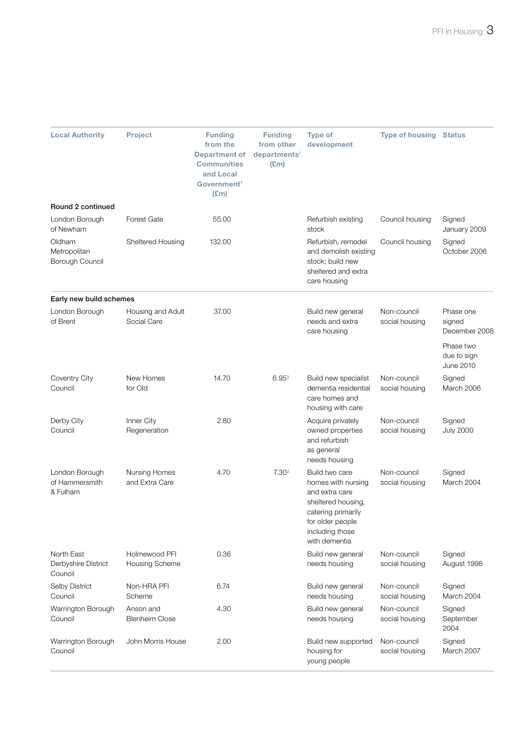| Local Authority | Project | Funding from the Department of Communities and Local Government[1] (£m) | Funding from other departments[1] (£m) | Type of development | Type of housing | Status |
|---|---|---|---|---|---|---|
| **Round 2 continued** | | | | | | |
| London Borough of Newham | Forest Gate | 55.00 | | Refurbish existing stock | Council housing | Signed January 2009 |
| Oldham Metropolitan Borough Council | Sheltered Housing | 132.00 | | Refurbish, remodel and demolish existing stock; build new sheltered and extra care housing | Council housing | Signed October 2006 |
| **Early new build schemes** | | | | | | |
| London Borough of Brent | Housing and Adult Social Care | 37.00 | | Build new general needs and extra care housing | Non-council social housing | Phase one signed December 2008<br>Phase two due to sign June 2010 |
| Coventry City Council | New Homes for Old | 14.70 | 6.95[2] | Build new specialist dementia residential care homes and housing with care | Non-council social housing | Signed March 2006 |
| Derby City Council | Inner City Regeneration | 2.80 | | Acquire privately owned properties and refurbish as general needs housing | Non-council social housing | Signed July 2000 |
| London Borough of Hammersmith & Fulham | Nursing Homes and Extra Care | 4.70 | 7.30[2] | Build two care homes with nursing and extra care sheltered housing, catering primarily for older people including those with dementia | Non-council social housing | Signed March 2004 |
| North East Derbyshire District Council | Holmewood PFI Housing Scheme | 0.36 | | Build new general needs housing | Non-council social housing | Signed August 1998 |
| Selby District Council | Non-HRA PFI Scheme | 6.74 | | Build new general needs housing | Non-council social housing | Signed March 2004 |
| Warrington Borough Council | Anson and Blenheim Close | 4.30 | | Build new general needs housing | Non-council social housing | Signed September 2004 |
| Warrington Borough Council | John Morris House | 2.00 | | Build new supported housing for young people | Non-council social housing | Signed March 2007 |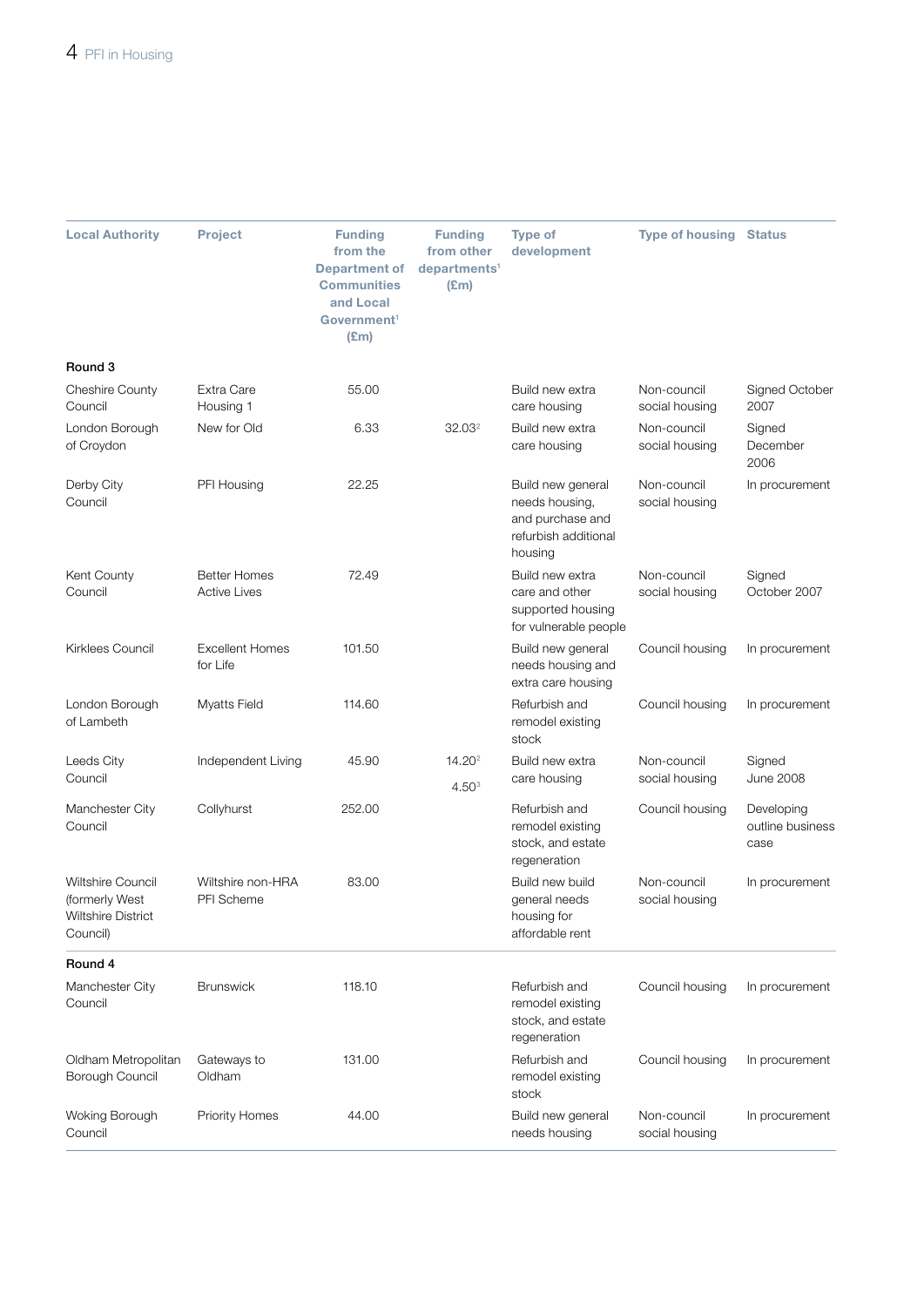| Local Authority | Project | Funding from the Department of Communities and Local Government[1] (£m) | Funding from other departments[1] (£m) | Type of development | Type of housing | Status |
|---|---|---|---|---|---|---|
| **Round 3** | | | | | | |
| Cheshire County Council | Extra Care Housing 1 | 55.00 | | Build new extra care housing | Non-council social housing | Signed October 2007 |
| London Borough of Croydon | New for Old | 6.33 | 32.03[2] | Build new extra care housing | Non-council social housing | Signed December 2006 |
| Derby City Council | PFI Housing | 22.25 | | Build new general needs housing, and purchase and refurbish additional housing | Non-council social housing | In procurement |
| Kent County Council | Better Homes Active Lives | 72.49 | | Build new extra care and other supported housing for vulnerable people | Non-council social housing | Signed October 2007 |
| Kirklees Council | Excellent Homes for Life | 101.50 | | Build new general needs housing and extra care housing | Council housing | In procurement |
| London Borough of Lambeth | Myatts Field | 114.60 | | Refurbish and remodel existing stock | Council housing | In procurement |
| Leeds City Council | Independent Living | 45.90 | 14.20[2] 4.50[3] | Build new extra care housing | Non-council social housing | Signed June 2008 |
| Manchester City Council | Collyhurst | 252.00 | | Refurbish and remodel existing stock, and estate regeneration | Council housing | Developing outline business case |
| Wiltshire Council (formerly West Wiltshire District Council) | Wiltshire non-HRA PFI Scheme | 83.00 | | Build new build general needs housing for affordable rent | Non-council social housing | In procurement |
| **Round 4** | | | | | | |
| Manchester City Council | Brunswick | 118.10 | | Refurbish and remodel existing stock, and estate regeneration | Council housing | In procurement |
| Oldham Metropolitan Borough Council | Gateways to Oldham | 131.00 | | Refurbish and remodel existing stock | Council housing | In procurement |
| Woking Borough Council | Priority Homes | 44.00 | | Build new general needs housing | Non-council social housing | In procurement |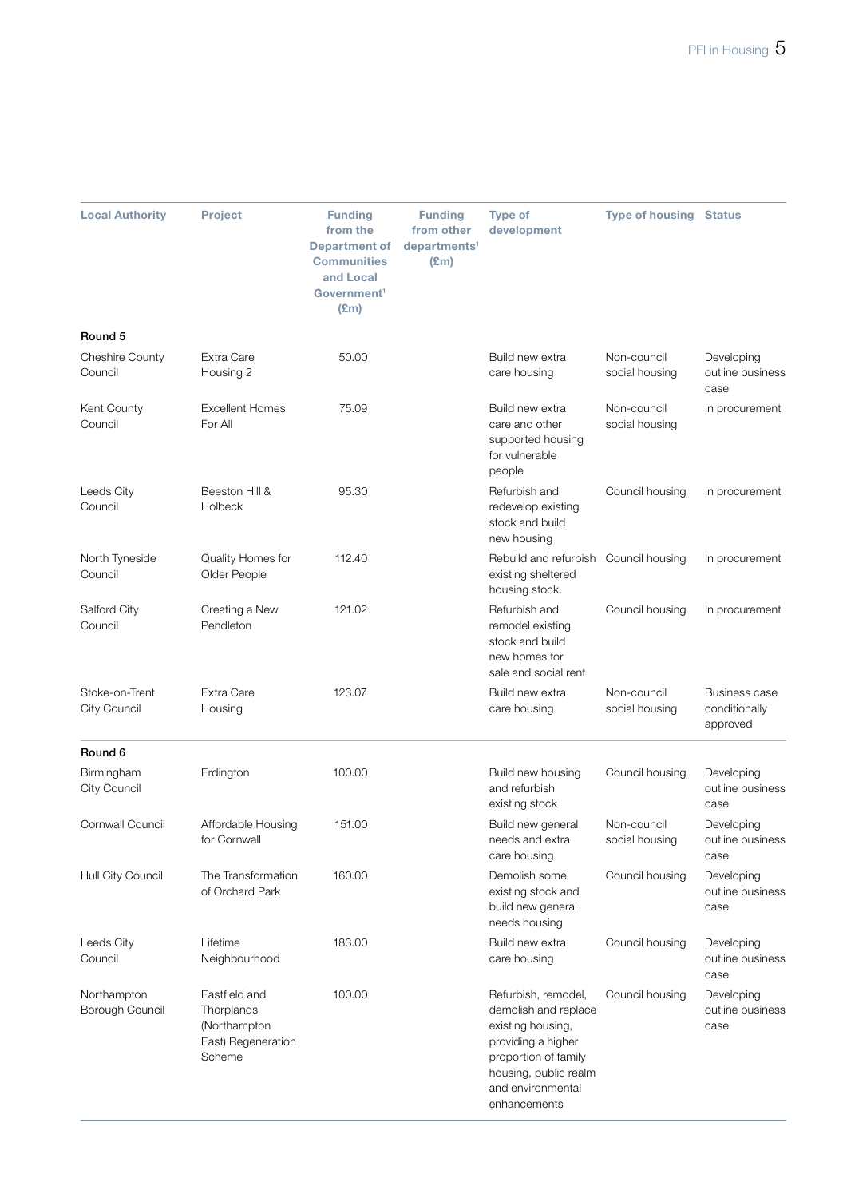| Local Authority | Project | Funding from the Department of Communities and Local Government[1] (£m) | Funding from other departments[1] (£m) | Type of development | Type of housing | Status |
|---|---|---|---|---|---|---|
| **Round 5** | | | | | | |
| Cheshire County Council | Extra Care Housing 2 | 50.00 | | Build new extra care housing | Non-council social housing | Developing outline business case |
| Kent County Council | Excellent Homes For All | 75.09 | | Build new extra care and other supported housing for vulnerable people | Non-council social housing | In procurement |
| Leeds City Council | Beeston Hill & Holbeck | 95.30 | | Refurbish and redevelop existing stock and build new housing | Council housing | In procurement |
| North Tyneside Council | Quality Homes for Older People | 112.40 | | Rebuild and refurbish existing sheltered housing stock. | Council housing | In procurement |
| Salford City Council | Creating a New Pendleton | 121.02 | | Refurbish and remodel existing stock and build new homes for sale and social rent | Council housing | In procurement |
| Stoke-on-Trent City Council | Extra Care Housing | 123.07 | | Build new extra care housing | Non-council social housing | Business case conditionally approved |
| **Round 6** | | | | | | |
| Birmingham City Council | Erdington | 100.00 | | Build new housing and refurbish existing stock | Council housing | Developing outline business case |
| Cornwall Council | Affordable Housing for Cornwall | 151.00 | | Build new general needs and extra care housing | Non-council social housing | Developing outline business case |
| Hull City Council | The Transformation of Orchard Park | 160.00 | | Demolish some existing stock and build new general needs housing | Council housing | Developing outline business case |
| Leeds City Council | Lifetime Neighbourhood | 183.00 | | Build new extra care housing | Council housing | Developing outline business case |
| Northampton Borough Council | Eastfield and Thorplands (Northampton East) Regeneration Scheme | 100.00 | | Refurbish, remodel, demolish and replace existing housing, providing a higher proportion of family housing, public realm and environmental enhancements | Council housing | Developing outline business case |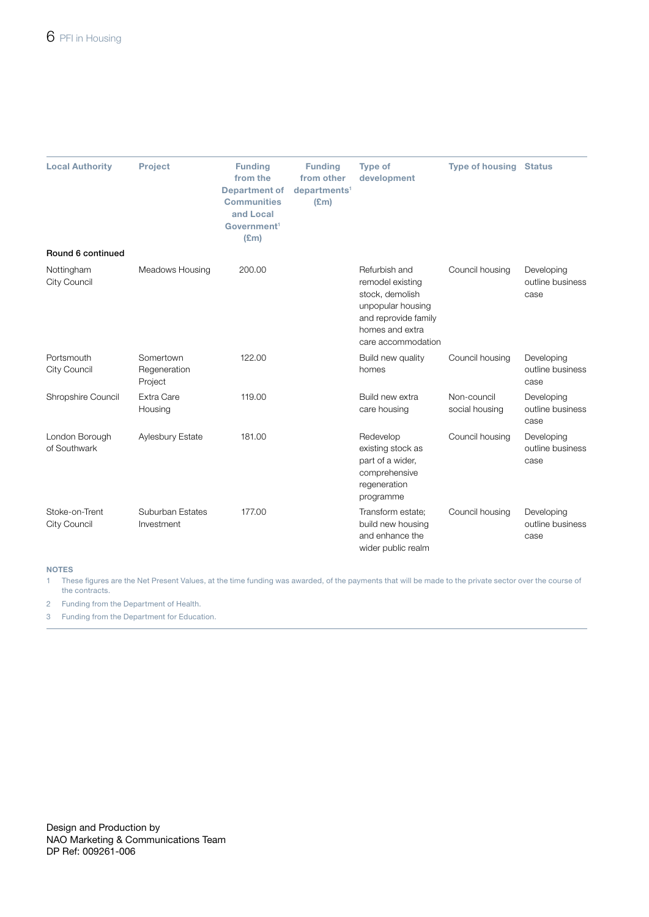| Local Authority | Project | Funding from the Department of Communities and Local Government[1] (£m) | Funding from other departments[1] (£m) | Type of development | Type of housing | Status |
|---|---|---|---|---|---|---|
| **Round 6 continued** | | | | | | |
| Nottingham City Council | Meadows Housing | 200.00 | | Refurbish and remodel existing stock, demolish unpopular housing and reprovide family homes and extra care accommodation | Council housing | Developing outline business case |
| Portsmouth City Council | Somertown Regeneration Project | 122.00 | | Build new quality homes | Council housing | Developing outline business case |
| Shropshire Council | Extra Care Housing | 119.00 | | Build new extra care housing | Non-council social housing | Developing outline business case |
| London Borough of Southwark | Aylesbury Estate | 181.00 | | Redevelop existing stock as part of a wider, comprehensive regeneration programme | Council housing | Developing outline business case |
| Stoke-on-Trent City Council | Suburban Estates Investment | 177.00 | | Transform estate; build new housing and enhance the wider public realm | Council housing | Developing outline business case |

**NOTES**

1. These figures are the Net Present Values, at the time funding was awarded, of the payments that will be made to the private sector over the course of the contracts.
2. Funding from the Department of Health.
3. Funding from the Department for Education.

Design and Production by
NAO Marketing & Communications Team
DP Ref: 009261-006